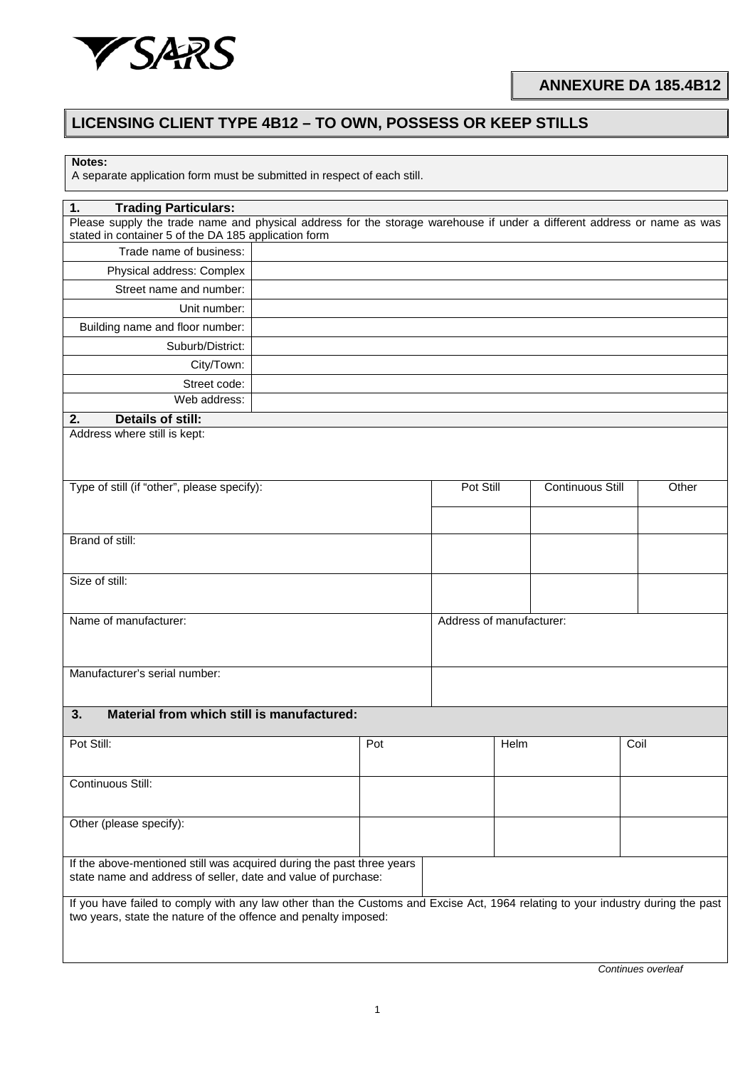**ANNEXURE DA 185.4B12**

# LICENSING CLIENT TYPE 4B12 – TO OWN, POSSESS OR KEEP STILLS

**Notes:**
A separate application form must be submitted in respect of each still.

| **1. Trading Particulars:** | |
|---|---|
| Please supply the trade name and physical address for the storage warehouse if under a different address or name as was stated in container 5 of the DA 185 application form | |
| Trade name of business: | |
| Physical address: Complex | |
| Street name and number: | |
| Unit number: | |
| Building name and floor number: | |
| Suburb/District: | |
| City/Town: | |
| Street code: | |
| Web address: | |

| **2. Details of still:** | | | |
|---|---|---|---|
| Address where still is kept: | | | |
| Type of still (if "other", please specify): | Pot Still | Continuous Still | Other |
| | | | |
| Brand of still: | | | |
| Size of still: | | | |
| Name of manufacturer: | Address of manufacturer: | | |
| Manufacturer's serial number: | | | |

| **3. Material from which still is manufactured:** | | | |
|---|---|---|---|
| Pot Still: | Pot | Helm | Coil |
| Continuous Still: | | | |
| Other (please specify): | | | |
| If the above-mentioned still was acquired during the past three years state name and address of seller, date and value of purchase: | | | |
| If you have failed to comply with any law other than the Customs and Excise Act, 1964 relating to your industry during the past two years, state the nature of the offence and penalty imposed: | | | |

*Continues overleaf*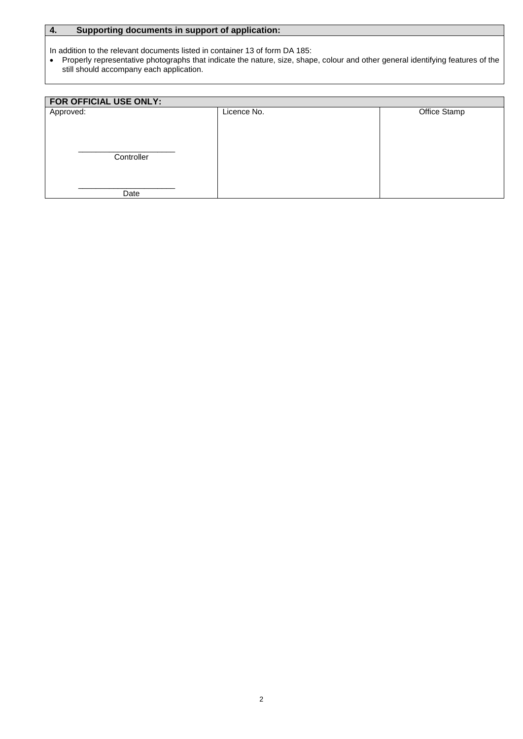## 4. Supporting documents in support of application:

In addition to the relevant documents listed in container 13 of form DA 185:

- Properly representative photographs that indicate the nature, size, shape, colour and other general identifying features of the still should accompany each application.

**FOR OFFICIAL USE ONLY:**

| Approved: | Licence No. | Office Stamp |
| --- | --- | --- |
| \_\_\_\_\_\_\_\_\_\_\_\_\_\_\_\_\_\_\_\_\_\_<br>Controller<br><br>\_\_\_\_\_\_\_\_\_\_\_\_\_\_\_\_\_\_\_\_\_\_<br>Date | | |